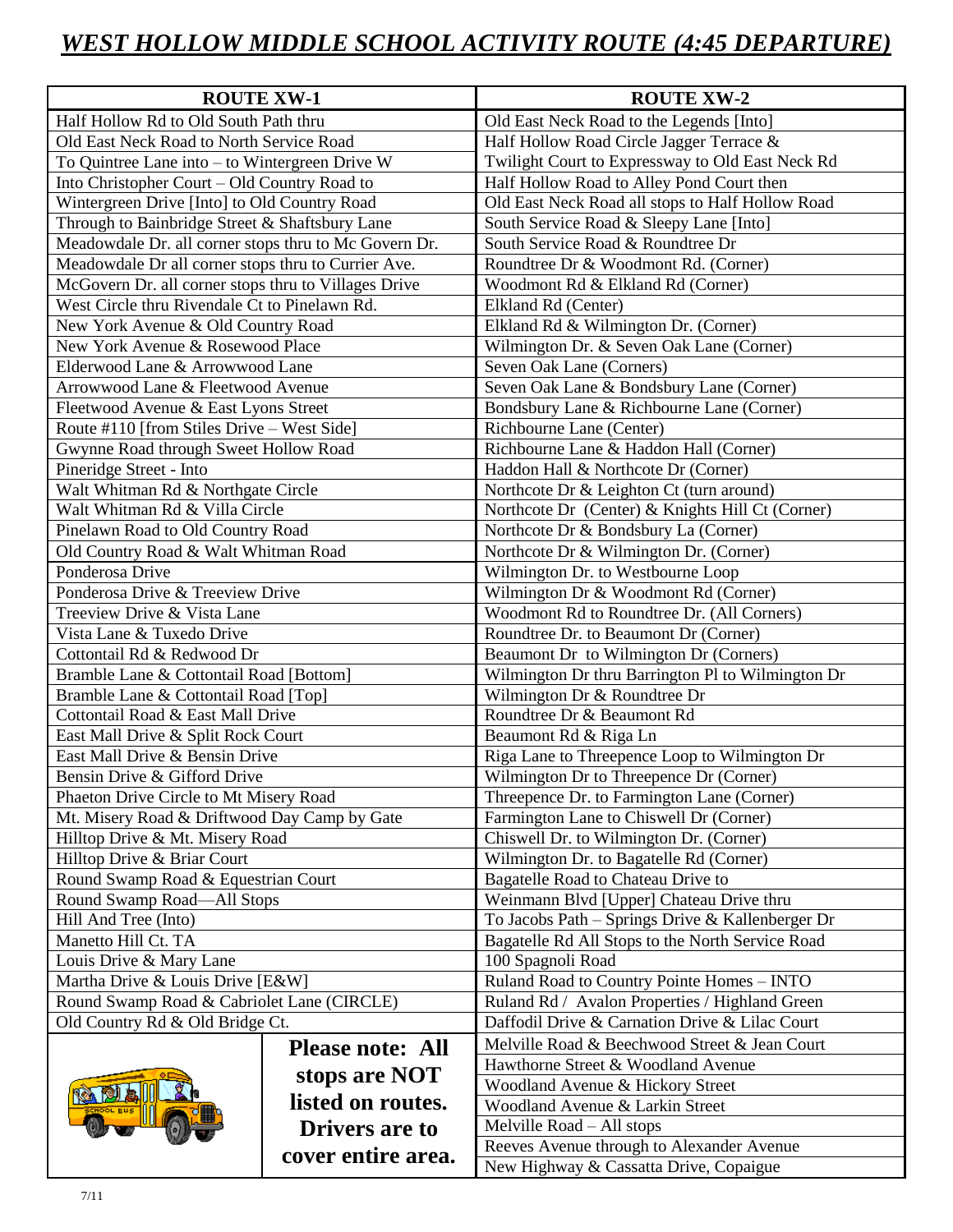# *WEST HOLLOW MIDDLE SCHOOL ACTIVITY ROUTE (4:45 DEPARTURE)*

| ROUTE XW-1 | ROUTE XW-2 |
|---|---|
| Half Hollow Rd to Old South Path thru | Old East Neck Road to the Legends [Into] |
| Old East Neck Road to North Service Road | Half Hollow Road Circle Jagger Terrace & |
| To Quintree Lane into – to Wintergreen Drive W | Twilight Court to Expressway to Old East Neck Rd |
| Into Christopher Court – Old Country Road to | Half Hollow Road to Alley Pond Court then |
| Wintergreen Drive [Into] to Old Country Road | Old East Neck Road all stops to Half Hollow Road |
| Through to Bainbridge Street & Shaftsbury Lane | South Service Road & Sleepy Lane [Into] |
| Meadowdale Dr. all corner stops thru to Mc Govern Dr. | South Service Road & Roundtree Dr |
| Meadowdale Dr all corner stops thru to Currier Ave. | Roundtree Dr & Woodmont Rd. (Corner) |
| McGovern Dr. all corner stops thru to Villages Drive | Woodmont Rd & Elkland Rd (Corner) |
| West Circle thru Rivendale Ct to Pinelawn Rd. | Elkland Rd (Center) |
| New York Avenue & Old Country Road | Elkland Rd & Wilmington Dr. (Corner) |
| New York Avenue & Rosewood Place | Wilmington Dr. & Seven Oak Lane (Corner) |
| Elderwood Lane & Arrowwood Lane | Seven Oak Lane (Corners) |
| Arrowwood Lane & Fleetwood Avenue | Seven Oak Lane & Bondsbury Lane (Corner) |
| Fleetwood Avenue & East Lyons Street | Bondsbury Lane & Richbourne Lane (Corner) |
| Route #110 [from Stiles Drive – West Side] | Richbourne Lane (Center) |
| Gwynne Road through Sweet Hollow Road | Richbourne Lane & Haddon Hall (Corner) |
| Pineridge Street - Into | Haddon Hall & Northcote Dr (Corner) |
| Walt Whitman Rd & Northgate Circle | Northcote Dr & Leighton Ct (turn around) |
| Walt Whitman Rd & Villa Circle | Northcote Dr (Center) & Knights Hill Ct (Corner) |
| Pinelawn Road to Old Country Road | Northcote Dr & Bondsbury La (Corner) |
| Old Country Road & Walt Whitman Road | Northcote Dr & Wilmington Dr. (Corner) |
| Ponderosa Drive | Wilmington Dr. to Westbourne Loop |
| Ponderosa Drive & Treeview Drive | Wilmington Dr & Woodmont Rd (Corner) |
| Treeview Drive & Vista Lane | Woodmont Rd to Roundtree Dr. (All Corners) |
| Vista Lane & Tuxedo Drive | Roundtree Dr. to Beaumont Dr (Corner) |
| Cottontail Rd & Redwood Dr | Beaumont Dr to Wilmington Dr (Corners) |
| Bramble Lane & Cottontail Road [Bottom] | Wilmington Dr thru Barrington Pl to Wilmington Dr |
| Bramble Lane & Cottontail Road [Top] | Wilmington Dr & Roundtree Dr |
| Cottontail Road & East Mall Drive | Roundtree Dr & Beaumont Rd |
| East Mall Drive & Split Rock Court | Beaumont Rd & Riga Ln |
| East Mall Drive & Bensin Drive | Riga Lane to Threepence Loop to Wilmington Dr |
| Bensin Drive & Gifford Drive | Wilmington Dr to Threepence Dr (Corner) |
| Phaeton Drive Circle to Mt Misery Road | Threepence Dr. to Farmington Lane (Corner) |
| Mt. Misery Road & Driftwood Day Camp by Gate | Farmington Lane to Chiswell Dr (Corner) |
| Hilltop Drive & Mt. Misery Road | Chiswell Dr. to Wilmington Dr. (Corner) |
| Hilltop Drive & Briar Court | Wilmington Dr. to Bagatelle Rd (Corner) |
| Round Swamp Road & Equestrian Court | Bagatelle Road to Chateau Drive to |
| Round Swamp Road—All Stops | Weinmann Blvd [Upper] Chateau Drive thru |
| Hill And Tree (Into) | To Jacobs Path – Springs Drive & Kallenberger Dr |
| Manetto Hill Ct. TA | Bagatelle Rd All Stops to the North Service Road |
| Louis Drive & Mary Lane | 100 Spagnoli Road |
| Martha Drive & Louis Drive [E&W] | Ruland Road to Country Pointe Homes – INTO |
| Round Swamp Road & Cabriolet Lane (CIRCLE) | Ruland Rd / Avalon Properties / Highland Green |
| Old Country Rd & Old Bridge Ct. | Daffodil Drive & Carnation Drive & Lilac Court |
| **Please note: All stops are NOT listed on routes. Drivers are to cover entire area.** | Melville Road & Beechwood Street & Jean Court |
| | Hawthorne Street & Woodland Avenue |
| | Woodland Avenue & Hickory Street |
| | Woodland Avenue & Larkin Street |
| | Melville Road – All stops |
| | Reeves Avenue through to Alexander Avenue |
| | New Highway & Cassatta Drive, Copaigue |

7/11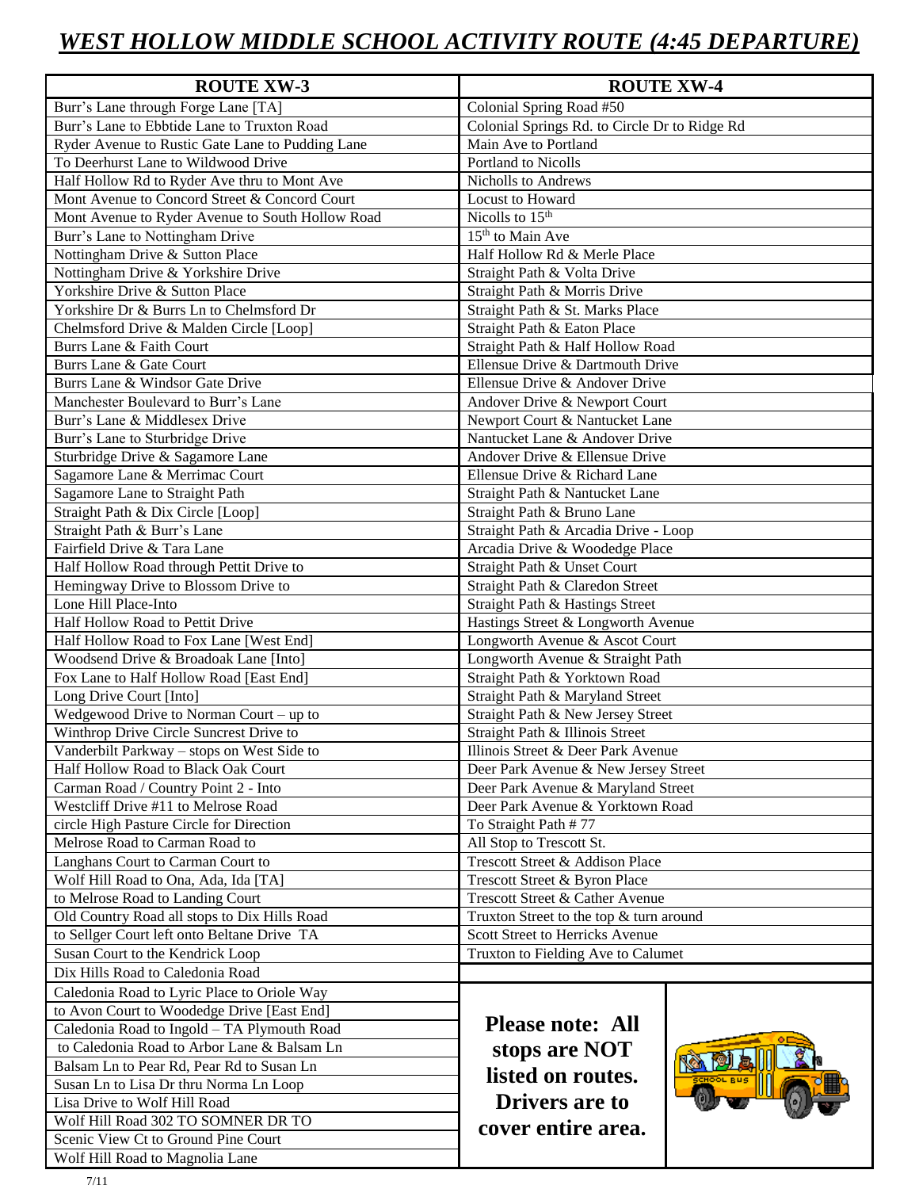# *WEST HOLLOW MIDDLE SCHOOL ACTIVITY ROUTE (4:45 DEPARTURE)*

| ROUTE XW-3 | ROUTE XW-4 |
|---|---|
| Burr's Lane through Forge Lane [TA] | Colonial Spring Road #50 |
| Burr's Lane to Ebbtide Lane to Truxton Road | Colonial Springs Rd. to Circle Dr to Ridge Rd |
| Ryder Avenue to Rustic Gate Lane to Pudding Lane | Main Ave to Portland |
| To Deerhurst Lane to Wildwood Drive | Portland to Nicolls |
| Half Hollow Rd to Ryder Ave thru to Mont Ave | Nicholls to Andrews |
| Mont Avenue to Concord Street & Concord Court | Locust to Howard |
| Mont Avenue to Ryder Avenue to South Hollow Road | Nicolls to 15th |
| Burr's Lane to Nottingham Drive | 15th to Main Ave |
| Nottingham Drive & Sutton Place | Half Hollow Rd & Merle Place |
| Nottingham Drive & Yorkshire Drive | Straight Path & Volta Drive |
| Yorkshire Drive & Sutton Place | Straight Path & Morris Drive |
| Yorkshire Dr & Burrs Ln to Chelmsford Dr | Straight Path & St. Marks Place |
| Chelmsford Drive & Malden Circle [Loop] | Straight Path & Eaton Place |
| Burrs Lane & Faith Court | Straight Path & Half Hollow Road |
| Burrs Lane & Gate Court | Ellensue Drive & Dartmouth Drive |
| Burrs Lane & Windsor Gate Drive | Ellensue Drive & Andover Drive |
| Manchester Boulevard to Burr's Lane | Andover Drive & Newport Court |
| Burr's Lane & Middlesex Drive | Newport Court & Nantucket Lane |
| Burr's Lane to Sturbridge Drive | Nantucket Lane & Andover Drive |
| Sturbridge Drive & Sagamore Lane | Andover Drive & Ellensue Drive |
| Sagamore Lane & Merrimac Court | Ellensue Drive & Richard Lane |
| Sagamore Lane to Straight Path | Straight Path & Nantucket Lane |
| Straight Path & Dix Circle [Loop] | Straight Path & Bruno Lane |
| Straight Path & Burr's Lane | Straight Path & Arcadia Drive - Loop |
| Fairfield Drive & Tara Lane | Arcadia Drive & Woodedge Place |
| Half Hollow Road through Pettit Drive to | Straight Path & Unset Court |
| Hemingway Drive to Blossom Drive to | Straight Path & Claredon Street |
| Lone Hill Place-Into | Straight Path & Hastings Street |
| Half Hollow Road to Pettit Drive | Hastings Street & Longworth Avenue |
| Half Hollow Road to Fox Lane [West End] | Longworth Avenue & Ascot Court |
| Woodsend Drive & Broadoak Lane [Into] | Longworth Avenue & Straight Path |
| Fox Lane to Half Hollow Road [East End] | Straight Path & Yorktown Road |
| Long Drive Court [Into] | Straight Path & Maryland Street |
| Wedgewood Drive to Norman Court – up to | Straight Path & New Jersey Street |
| Winthrop Drive Circle Suncrest Drive to | Straight Path & Illinois Street |
| Vanderbilt Parkway – stops on West Side to | Illinois Street & Deer Park Avenue |
| Half Hollow Road to Black Oak Court | Deer Park Avenue & New Jersey Street |
| Carman Road / Country Point 2 - Into | Deer Park Avenue & Maryland Street |
| Westcliff Drive #11 to Melrose Road | Deer Park Avenue & Yorktown Road |
| circle High Pasture Circle for Direction | To Straight Path # 77 |
| Melrose Road to Carman Road to | All Stop to Trescott St. |
| Langhans Court to Carman Court to | Trescott Street & Addison Place |
| Wolf Hill Road to Ona, Ada, Ida [TA] | Trescott Street & Byron Place |
| to Melrose Road to Landing Court | Trescott Street & Cather Avenue |
| Old Country Road all stops to Dix Hills Road | Truxton Street to the top & turn around |
| to Sellger Court left onto Beltane Drive TA | Scott Street to Herricks Avenue |
| Susan Court to the Kendrick Loop | Truxton to Fielding Ave to Calumet |
| Dix Hills Road to Caledonia Road | |
| Caledonia Road to Lyric Place to Oriole Way | **Please note: All stops are NOT listed on routes. Drivers are to cover entire area.** |
| to Avon Court to Woodedge Drive [East End] | |
| Caledonia Road to Ingold – TA Plymouth Road | |
| to Caledonia Road to Arbor Lane & Balsam Ln | |
| Balsam Ln to Pear Rd, Pear Rd to Susan Ln | |
| Susan Ln to Lisa Dr thru Norma Ln Loop | |
| Lisa Drive to Wolf Hill Road | |
| Wolf Hill Road 302 TO SOMNER DR TO | |
| Scenic View Ct to Ground Pine Court | |
| Wolf Hill Road to Magnolia Lane | |

7/11